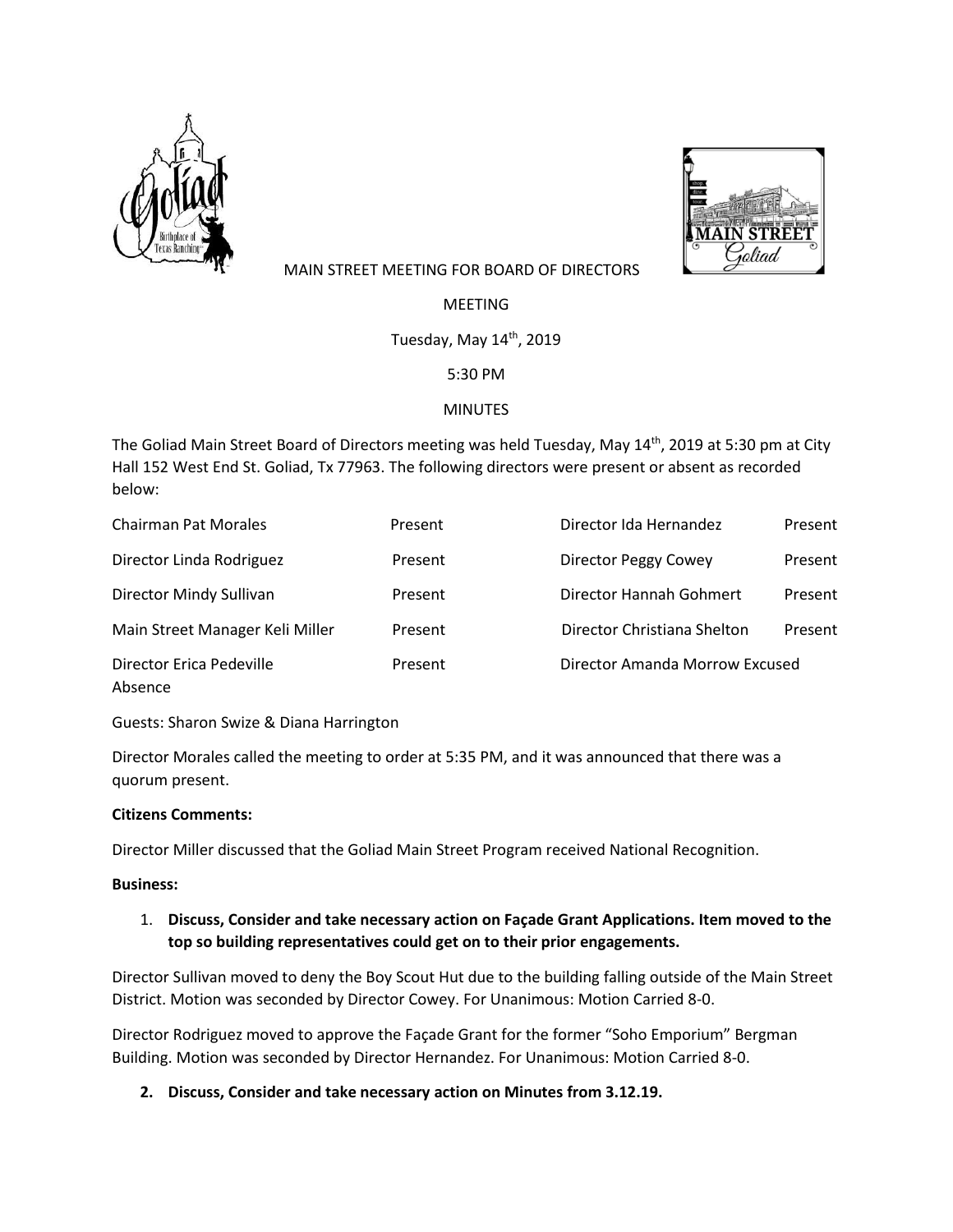MAIN STREET MEETING FOR BOARD OF DIRECTORS

MEETING

Tuesday, May 14th, 2019

5:30 PM

MINUTES

The Goliad Main Street Board of Directors meeting was held Tuesday, May 14th, 2019 at 5:30 pm at City Hall 152 West End St. Goliad, Tx 77963. The following directors were present or absent as recorded below:

| | | | |
|---|---|---|---|
| Chairman Pat Morales | Present | Director Ida Hernandez | Present |
| Director Linda Rodriguez | Present | Director Peggy Cowey | Present |
| Director Mindy Sullivan | Present | Director Hannah Gohmert | Present |
| Main Street Manager Keli Miller | Present | Director Christiana Shelton | Present |
| Director Erica Pedeville | Present | Director Amanda Morrow | Excused Absence |

Guests: Sharon Swize & Diana Harrington

Director Morales called the meeting to order at 5:35 PM, and it was announced that there was a quorum present.

**Citizens Comments:**

Director Miller discussed that the Goliad Main Street Program received National Recognition.

**Business:**

1. **Discuss, Consider and take necessary action on Façade Grant Applications. Item moved to the top so building representatives could get on to their prior engagements.**

Director Sullivan moved to deny the Boy Scout Hut due to the building falling outside of the Main Street District. Motion was seconded by Director Cowey. For Unanimous: Motion Carried 8-0.

Director Rodriguez moved to approve the Façade Grant for the former "Soho Emporium" Bergman Building. Motion was seconded by Director Hernandez. For Unanimous: Motion Carried 8-0.

2. **Discuss, Consider and take necessary action on Minutes from 3.12.19.**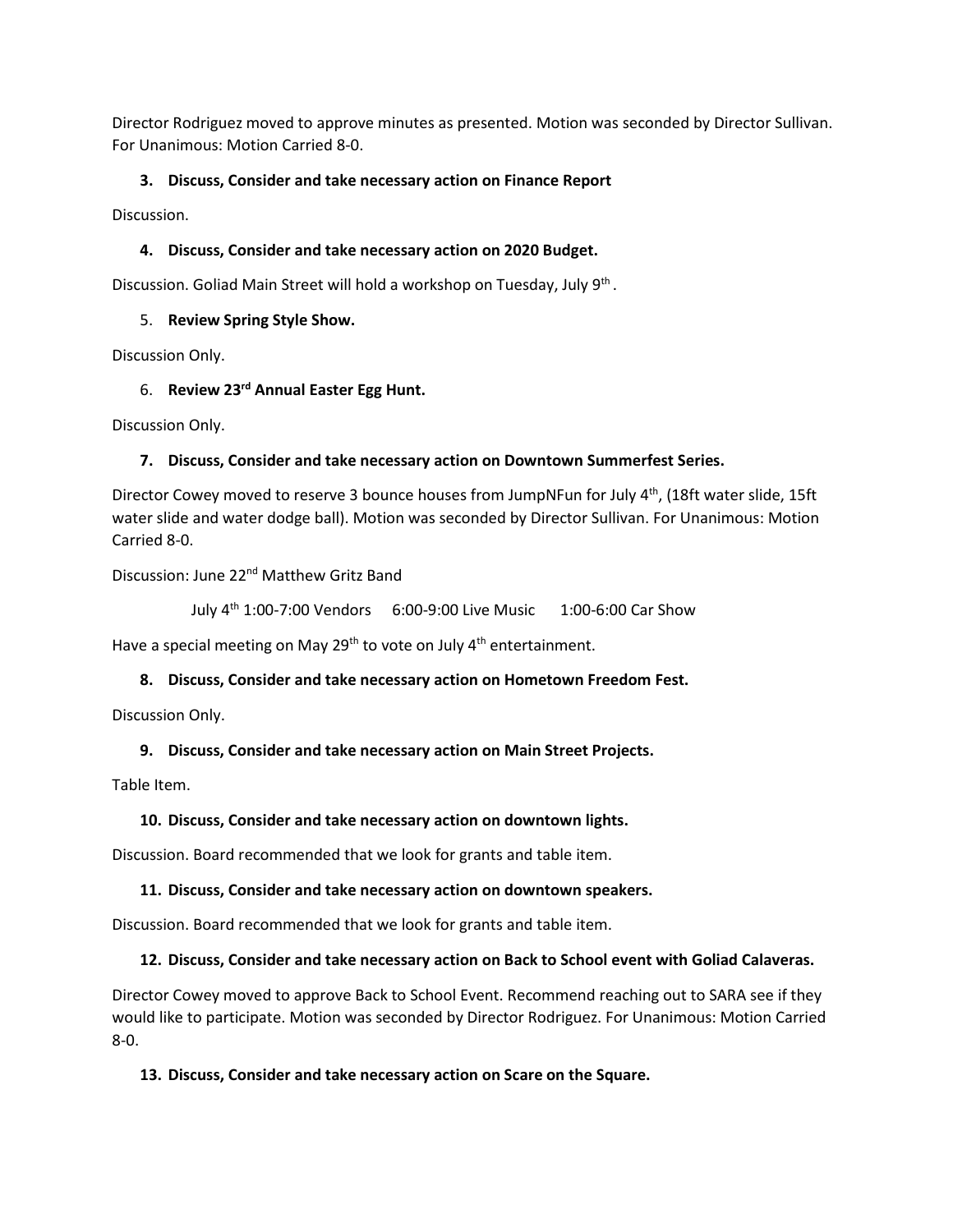Director Rodriguez moved to approve minutes as presented. Motion was seconded by Director Sullivan. For Unanimous: Motion Carried 8-0.

3. **Discuss, Consider and take necessary action on Finance Report**

Discussion.

4. **Discuss, Consider and take necessary action on 2020 Budget.**

Discussion. Goliad Main Street will hold a workshop on Tuesday, July 9th.

5. **Review Spring Style Show.**

Discussion Only.

6. **Review 23rd Annual Easter Egg Hunt.**

Discussion Only.

7. **Discuss, Consider and take necessary action on Downtown Summerfest Series.**

Director Cowey moved to reserve 3 bounce houses from JumpNFun for July 4th, (18ft water slide, 15ft water slide and water dodge ball). Motion was seconded by Director Sullivan. For Unanimous: Motion Carried 8-0.

Discussion: June 22nd Matthew Gritz Band

July 4th 1:00-7:00 Vendors     6:00-9:00 Live Music     1:00-6:00 Car Show

Have a special meeting on May 29th to vote on July 4th entertainment.

8. **Discuss, Consider and take necessary action on Hometown Freedom Fest.**

Discussion Only.

9. **Discuss, Consider and take necessary action on Main Street Projects.**

Table Item.

10. **Discuss, Consider and take necessary action on downtown lights.**

Discussion. Board recommended that we look for grants and table item.

11. **Discuss, Consider and take necessary action on downtown speakers.**

Discussion. Board recommended that we look for grants and table item.

12. **Discuss, Consider and take necessary action on Back to School event with Goliad Calaveras.**

Director Cowey moved to approve Back to School Event. Recommend reaching out to SARA see if they would like to participate. Motion was seconded by Director Rodriguez. For Unanimous: Motion Carried 8-0.

13. **Discuss, Consider and take necessary action on Scare on the Square.**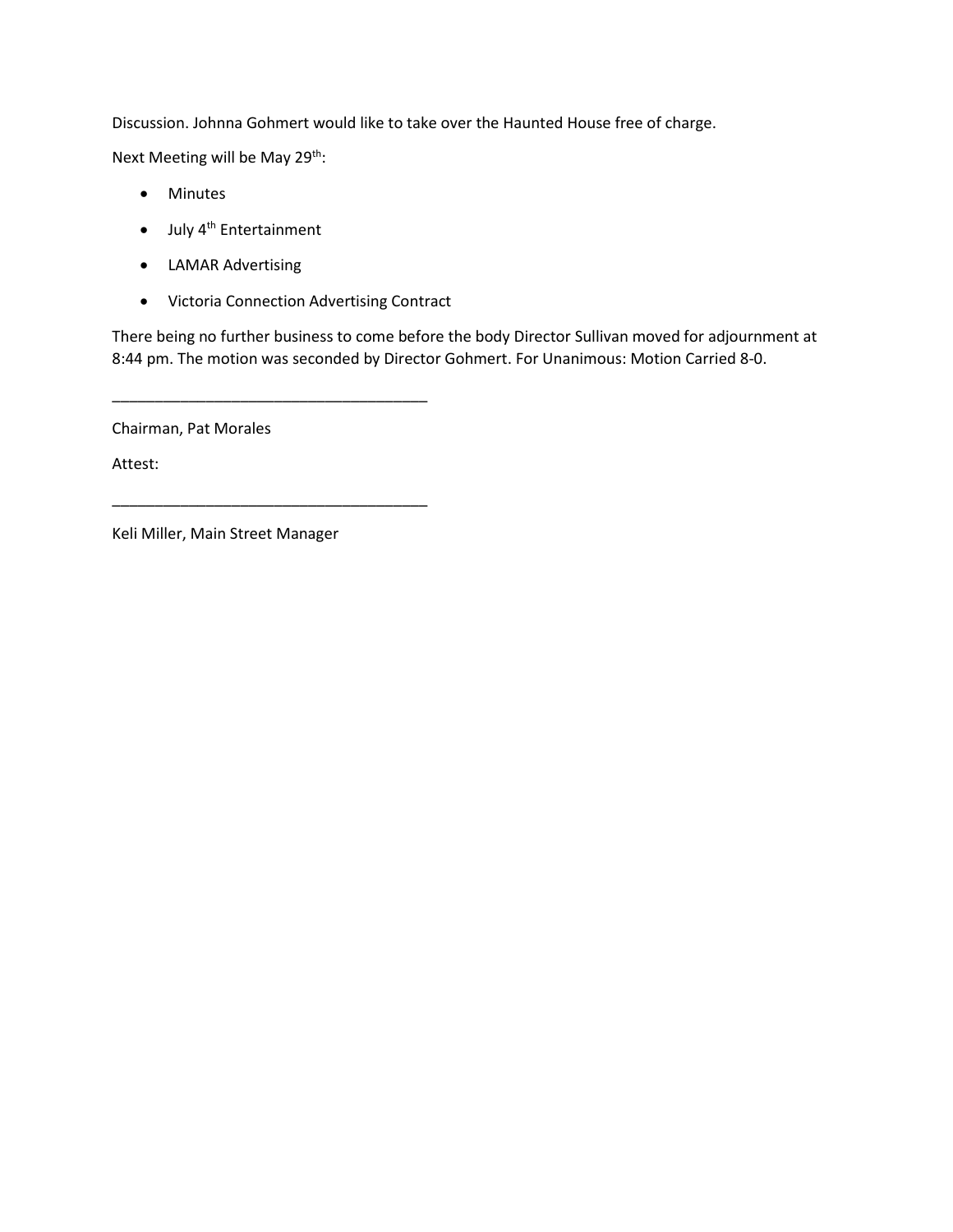Discussion. Johnna Gohmert would like to take over the Haunted House free of charge.

Next Meeting will be May 29th:

- Minutes
- July 4th Entertainment
- LAMAR Advertising
- Victoria Connection Advertising Contract

There being no further business to come before the body Director Sullivan moved for adjournment at 8:44 pm. The motion was seconded by Director Gohmert. For Unanimous: Motion Carried 8-0.

_____________________________________

Chairman, Pat Morales

Attest:

_____________________________________

Keli Miller, Main Street Manager